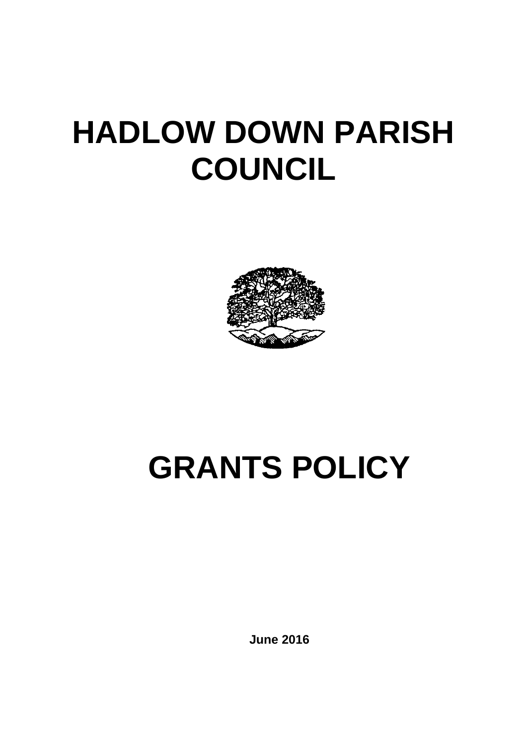# HADLOW DOWN PARISH COUNCIL

# GRANTS POLICY

**June 2016**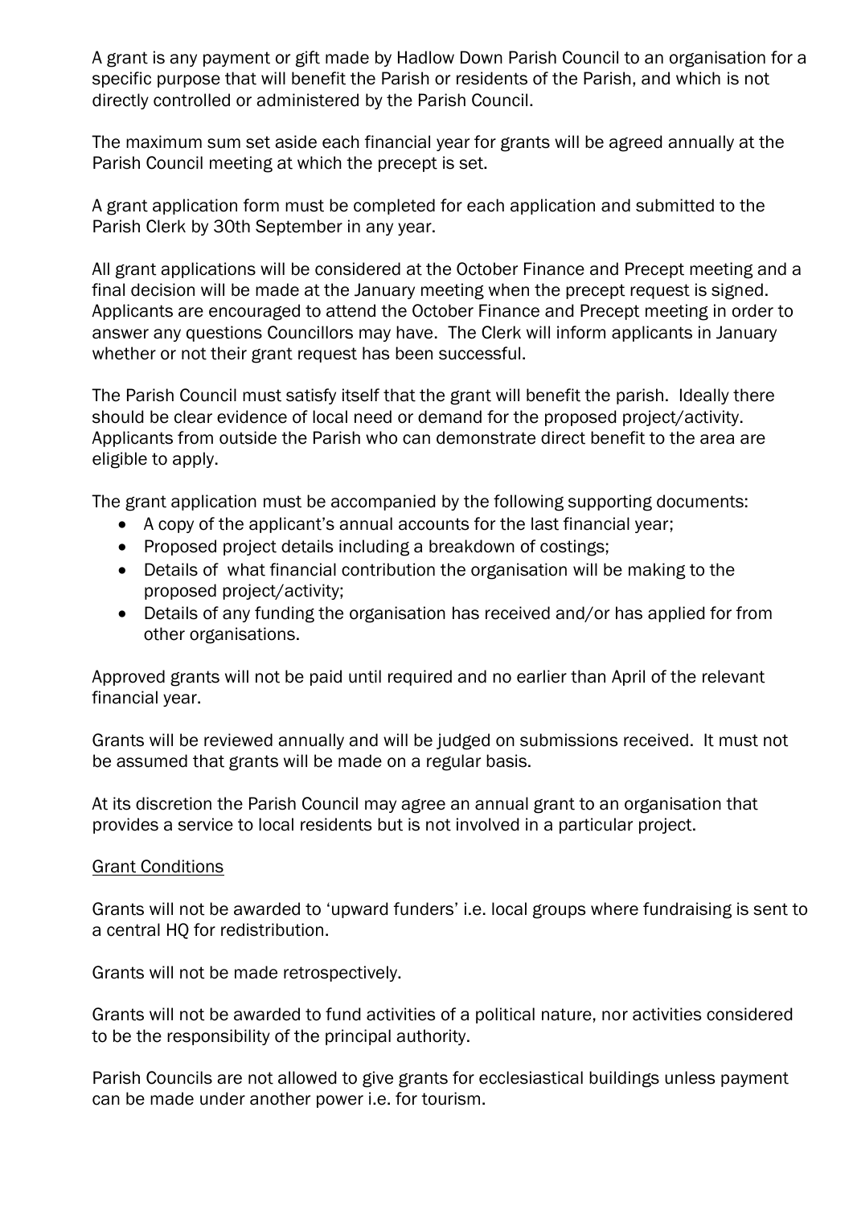A grant is any payment or gift made by Hadlow Down Parish Council to an organisation for a specific purpose that will benefit the Parish or residents of the Parish, and which is not directly controlled or administered by the Parish Council.

The maximum sum set aside each financial year for grants will be agreed annually at the Parish Council meeting at which the precept is set.

A grant application form must be completed for each application and submitted to the Parish Clerk by 30th September in any year.

All grant applications will be considered at the October Finance and Precept meeting and a final decision will be made at the January meeting when the precept request is signed. Applicants are encouraged to attend the October Finance and Precept meeting in order to answer any questions Councillors may have. The Clerk will inform applicants in January whether or not their grant request has been successful.

The Parish Council must satisfy itself that the grant will benefit the parish. Ideally there should be clear evidence of local need or demand for the proposed project/activity. Applicants from outside the Parish who can demonstrate direct benefit to the area are eligible to apply.

The grant application must be accompanied by the following supporting documents:

- A copy of the applicant's annual accounts for the last financial year;
- Proposed project details including a breakdown of costings;
- Details of what financial contribution the organisation will be making to the proposed project/activity;
- Details of any funding the organisation has received and/or has applied for from other organisations.

Approved grants will not be paid until required and no earlier than April of the relevant financial year.

Grants will be reviewed annually and will be judged on submissions received. It must not be assumed that grants will be made on a regular basis.

At its discretion the Parish Council may agree an annual grant to an organisation that provides a service to local residents but is not involved in a particular project.

## Grant Conditions

Grants will not be awarded to 'upward funders' i.e. local groups where fundraising is sent to a central HQ for redistribution.

Grants will not be made retrospectively.

Grants will not be awarded to fund activities of a political nature, nor activities considered to be the responsibility of the principal authority.

Parish Councils are not allowed to give grants for ecclesiastical buildings unless payment can be made under another power i.e. for tourism.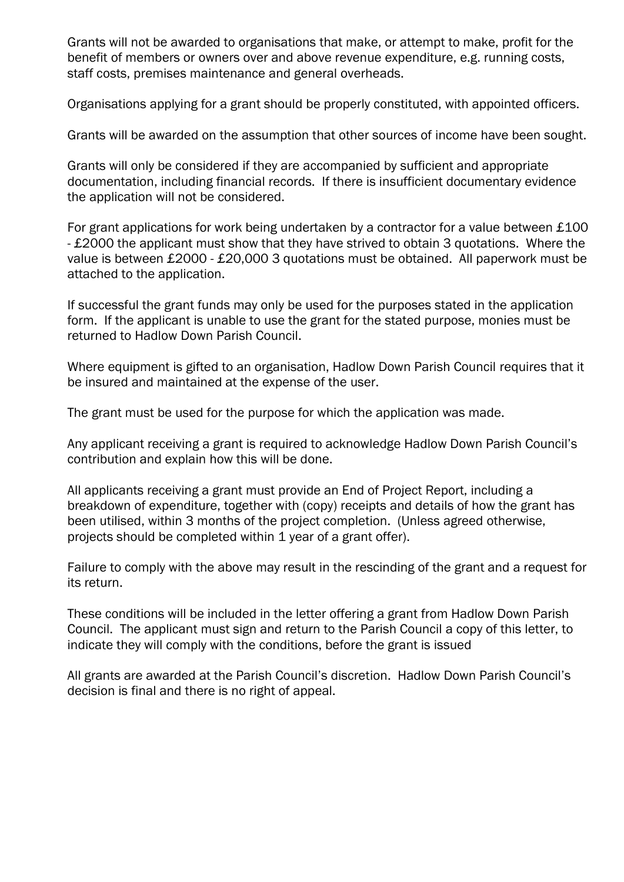Grants will not be awarded to organisations that make, or attempt to make, profit for the benefit of members or owners over and above revenue expenditure, e.g. running costs, staff costs, premises maintenance and general overheads.

Organisations applying for a grant should be properly constituted, with appointed officers.

Grants will be awarded on the assumption that other sources of income have been sought.

Grants will only be considered if they are accompanied by sufficient and appropriate documentation, including financial records. If there is insufficient documentary evidence the application will not be considered.

For grant applications for work being undertaken by a contractor for a value between £100 - £2000 the applicant must show that they have strived to obtain 3 quotations. Where the value is between £2000 - £20,000 3 quotations must be obtained. All paperwork must be attached to the application.

If successful the grant funds may only be used for the purposes stated in the application form. If the applicant is unable to use the grant for the stated purpose, monies must be returned to Hadlow Down Parish Council.

Where equipment is gifted to an organisation, Hadlow Down Parish Council requires that it be insured and maintained at the expense of the user.

The grant must be used for the purpose for which the application was made.

Any applicant receiving a grant is required to acknowledge Hadlow Down Parish Council's contribution and explain how this will be done.

All applicants receiving a grant must provide an End of Project Report, including a breakdown of expenditure, together with (copy) receipts and details of how the grant has been utilised, within 3 months of the project completion. (Unless agreed otherwise, projects should be completed within 1 year of a grant offer).

Failure to comply with the above may result in the rescinding of the grant and a request for its return.

These conditions will be included in the letter offering a grant from Hadlow Down Parish Council. The applicant must sign and return to the Parish Council a copy of this letter, to indicate they will comply with the conditions, before the grant is issued

All grants are awarded at the Parish Council's discretion. Hadlow Down Parish Council's decision is final and there is no right of appeal.